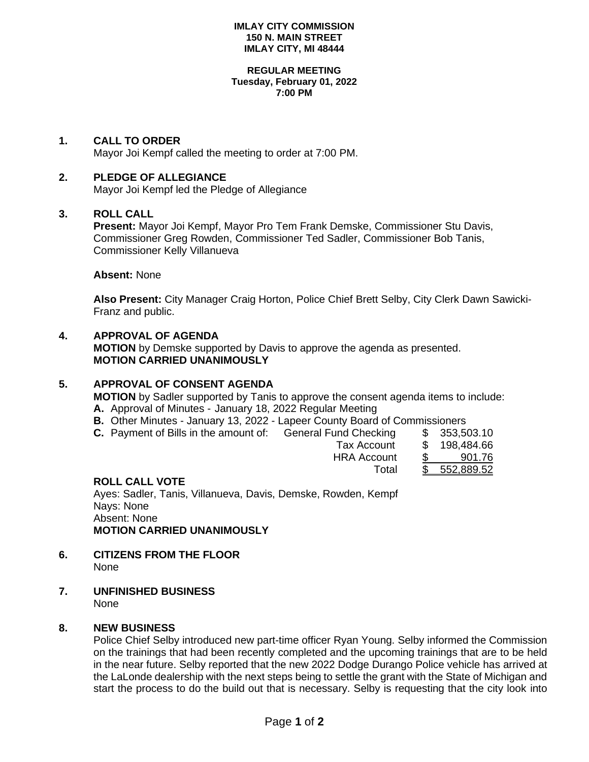**IMLAY CITY COMMISSION**
**150 N. MAIN STREET**
**IMLAY CITY, MI 48444**

**REGULAR MEETING**
**Tuesday, February 01, 2022**
**7:00 PM**

## 1. CALL TO ORDER

Mayor Joi Kempf called the meeting to order at 7:00 PM.

## 2. PLEDGE OF ALLEGIANCE

Mayor Joi Kempf led the Pledge of Allegiance

## 3. ROLL CALL

**Present:** Mayor Joi Kempf, Mayor Pro Tem Frank Demske, Commissioner Stu Davis, Commissioner Greg Rowden, Commissioner Ted Sadler, Commissioner Bob Tanis, Commissioner Kelly Villanueva

**Absent:** None

**Also Present:** City Manager Craig Horton, Police Chief Brett Selby, City Clerk Dawn Sawicki-Franz and public.

## 4. APPROVAL OF AGENDA

**MOTION** by Demske supported by Davis to approve the agenda as presented.
**MOTION CARRIED UNANIMOUSLY**

## 5. APPROVAL OF CONSENT AGENDA

**MOTION** by Sadler supported by Tanis to approve the consent agenda items to include:

**A.** Approval of Minutes - January 18, 2022 Regular Meeting

**B.** Other Minutes - January 13, 2022 - Lapeer County Board of Commissioners

**C.** Payment of Bills in the amount of:

| | |
|---|---|
| General Fund Checking | $ 353,503.10 |
| Tax Account | $ 198,484.66 |
| HRA Account | $ 901.76 |
| Total | $ 552,889.52 |

**ROLL CALL VOTE**

Ayes: Sadler, Tanis, Villanueva, Davis, Demske, Rowden, Kempf
Nays: None
Absent: None
**MOTION CARRIED UNANIMOUSLY**

## 6. CITIZENS FROM THE FLOOR

None

## 7. UNFINISHED BUSINESS

None

## 8. NEW BUSINESS

Police Chief Selby introduced new part-time officer Ryan Young. Selby informed the Commission on the trainings that had been recently completed and the upcoming trainings that are to be held in the near future. Selby reported that the new 2022 Dodge Durango Police vehicle has arrived at the LaLonde dealership with the next steps being to settle the grant with the State of Michigan and start the process to do the build out that is necessary. Selby is requesting that the city look into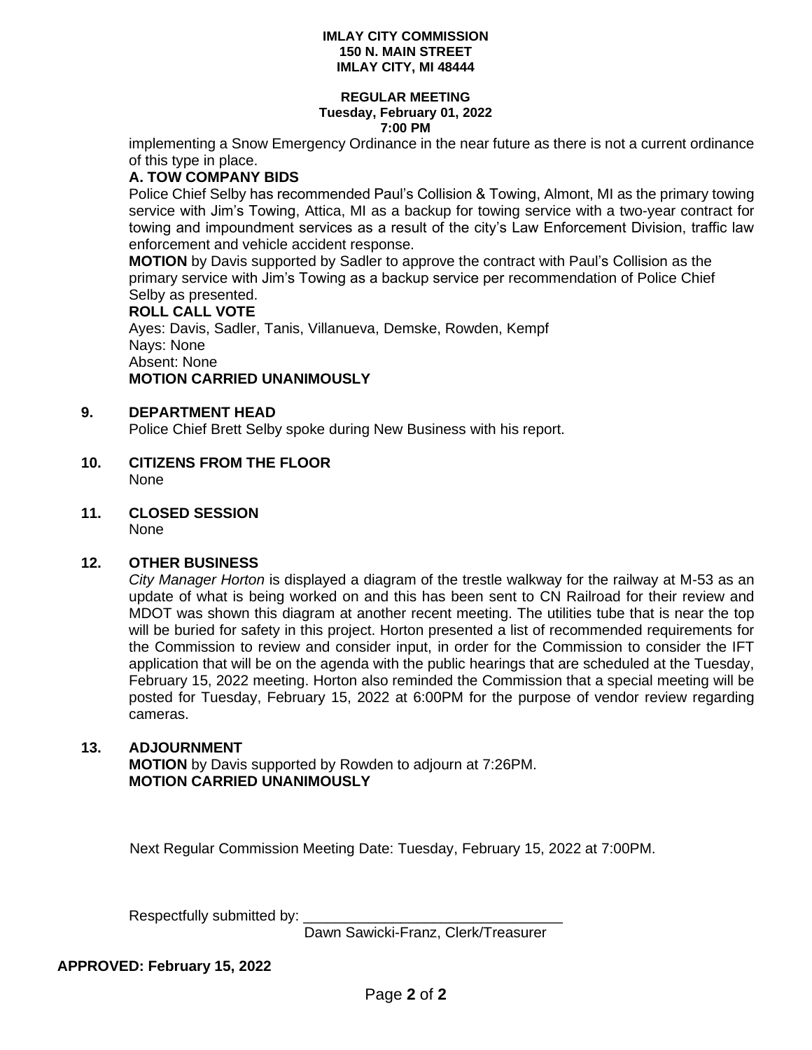**IMLAY CITY COMMISSION**
**150 N. MAIN STREET**
**IMLAY CITY, MI 48444**

**REGULAR MEETING**
**Tuesday, February 01, 2022**
**7:00 PM**

implementing a Snow Emergency Ordinance in the near future as there is not a current ordinance of this type in place.

**A. TOW COMPANY BIDS**

Police Chief Selby has recommended Paul's Collision & Towing, Almont, MI as the primary towing service with Jim's Towing, Attica, MI as a backup for towing service with a two-year contract for towing and impoundment services as a result of the city's Law Enforcement Division, traffic law enforcement and vehicle accident response.

**MOTION** by Davis supported by Sadler to approve the contract with Paul's Collision as the primary service with Jim's Towing as a backup service per recommendation of Police Chief Selby as presented.

**ROLL CALL VOTE**

Ayes: Davis, Sadler, Tanis, Villanueva, Demske, Rowden, Kempf
Nays: None
Absent: None
**MOTION CARRIED UNANIMOUSLY**

**9. DEPARTMENT HEAD**

Police Chief Brett Selby spoke during New Business with his report.

**10. CITIZENS FROM THE FLOOR**

None

**11. CLOSED SESSION**

None

**12. OTHER BUSINESS**

*City Manager Horton* is displayed a diagram of the trestle walkway for the railway at M-53 as an update of what is being worked on and this has been sent to CN Railroad for their review and MDOT was shown this diagram at another recent meeting. The utilities tube that is near the top will be buried for safety in this project. Horton presented a list of recommended requirements for the Commission to review and consider input, in order for the Commission to consider the IFT application that will be on the agenda with the public hearings that are scheduled at the Tuesday, February 15, 2022 meeting. Horton also reminded the Commission that a special meeting will be posted for Tuesday, February 15, 2022 at 6:00PM for the purpose of vendor review regarding cameras.

**13. ADJOURNMENT**

**MOTION** by Davis supported by Rowden to adjourn at 7:26PM.
**MOTION CARRIED UNANIMOUSLY**

Next Regular Commission Meeting Date: Tuesday, February 15, 2022 at 7:00PM.

Respectfully submitted by: ________________________________
Dawn Sawicki-Franz, Clerk/Treasurer

**APPROVED: February 15, 2022**